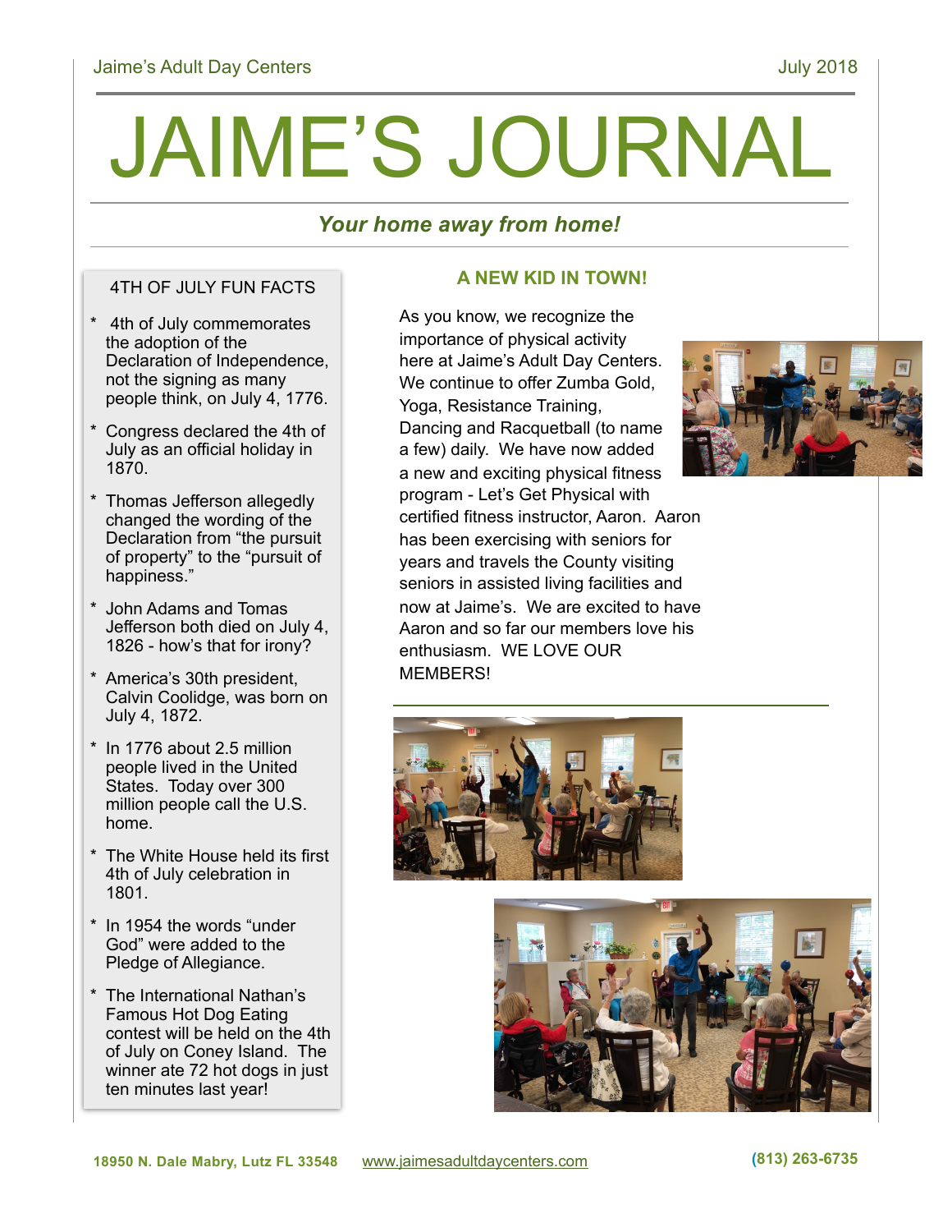# JAIME'S JOURNAL

***Your home away from home!***

## 4TH OF JULY FUN FACTS

* 4th of July commemorates the adoption of the Declaration of Independence, not the signing as many people think, on July 4, 1776.
* Congress declared the 4th of July as an official holiday in 1870.
* Thomas Jefferson allegedly changed the wording of the Declaration from "the pursuit of property" to the "pursuit of happiness."
* John Adams and Tomas Jefferson both died on July 4, 1826 - how's that for irony?
* America's 30th president, Calvin Coolidge, was born on July 4, 1872.
* In 1776 about 2.5 million people lived in the United States. Today over 300 million people call the U.S. home.
* The White House held its first 4th of July celebration in 1801.
* In 1954 the words "under God" were added to the Pledge of Allegiance.
* The International Nathan's Famous Hot Dog Eating contest will be held on the 4th of July on Coney Island. The winner ate 72 hot dogs in just ten minutes last year!

## A NEW KID IN TOWN!

As you know, we recognize the importance of physical activity here at Jaime's Adult Day Centers. We continue to offer Zumba Gold, Yoga, Resistance Training, Dancing and Racquetball (to name a few) daily. We have now added a new and exciting physical fitness program - Let's Get Physical with certified fitness instructor, Aaron. Aaron has been exercising with seniors for years and travels the County visiting seniors in assisted living facilities and now at Jaime's. We are excited to have Aaron and so far our members love his enthusiasm. WE LOVE OUR MEMBERS!

**18950 N. Dale Mabry, Lutz FL 33548** www.jaimesadultdaycenters.com **(813) 263-6735**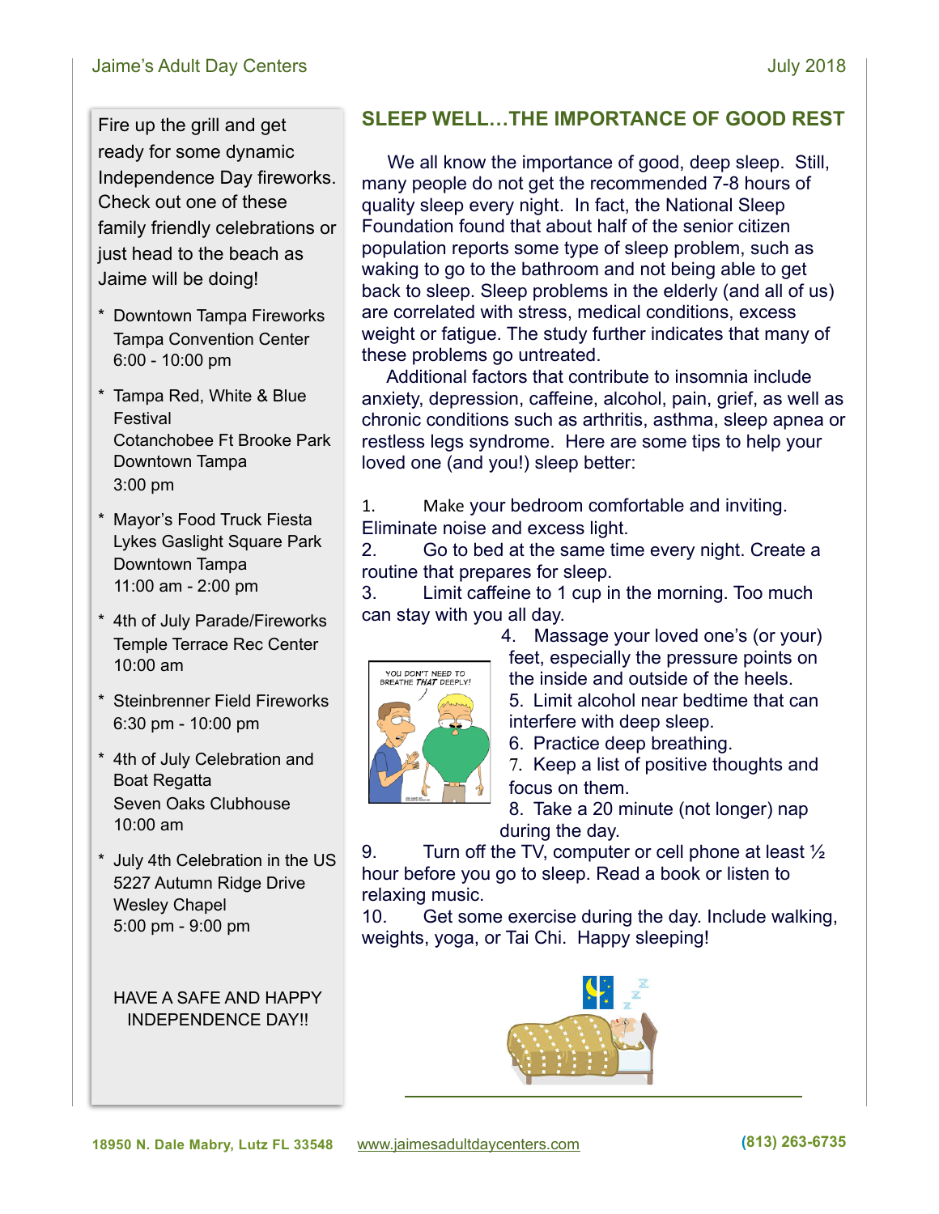Fire up the grill and get ready for some dynamic Independence Day fireworks. Check out one of these family friendly celebrations or just head to the beach as Jaime will be doing!

* Downtown Tampa Fireworks
  Tampa Convention Center
  6:00 - 10:00 pm
* Tampa Red, White & Blue Festival
  Cotanchobee Ft Brooke Park
  Downtown Tampa
  3:00 pm
* Mayor's Food Truck Fiesta
  Lykes Gaslight Square Park
  Downtown Tampa
  11:00 am - 2:00 pm
* 4th of July Parade/Fireworks
  Temple Terrace Rec Center
  10:00 am
* Steinbrenner Field Fireworks
  6:30 pm - 10:00 pm
* 4th of July Celebration and Boat Regatta
  Seven Oaks Clubhouse
  10:00 am
* July 4th Celebration in the US
  5227 Autumn Ridge Drive
  Wesley Chapel
  5:00 pm - 9:00 pm

HAVE A SAFE AND HAPPY INDEPENDENCE DAY!!

## SLEEP WELL…THE IMPORTANCE OF GOOD REST

We all know the importance of good, deep sleep. Still, many people do not get the recommended 7-8 hours of quality sleep every night. In fact, the National Sleep Foundation found that about half of the senior citizen population reports some type of sleep problem, such as waking to go to the bathroom and not being able to get back to sleep. Sleep problems in the elderly (and all of us) are correlated with stress, medical conditions, excess weight or fatigue. The study further indicates that many of these problems go untreated.

Additional factors that contribute to insomnia include anxiety, depression, caffeine, alcohol, pain, grief, as well as chronic conditions such as arthritis, asthma, sleep apnea or restless legs syndrome. Here are some tips to help your loved one (and you!) sleep better:

1. Make your bedroom comfortable and inviting. Eliminate noise and excess light.
2. Go to bed at the same time every night. Create a routine that prepares for sleep.
3. Limit caffeine to 1 cup in the morning. Too much can stay with you all day.
4. Massage your loved one's (or your) feet, especially the pressure points on the inside and outside of the heels.
5. Limit alcohol near bedtime that can interfere with deep sleep.
6. Practice deep breathing.
7. Keep a list of positive thoughts and focus on them.
8. Take a 20 minute (not longer) nap during the day.
9. Turn off the TV, computer or cell phone at least ½ hour before you go to sleep. Read a book or listen to relaxing music.
10. Get some exercise during the day. Include walking, weights, yoga, or Tai Chi. Happy sleeping!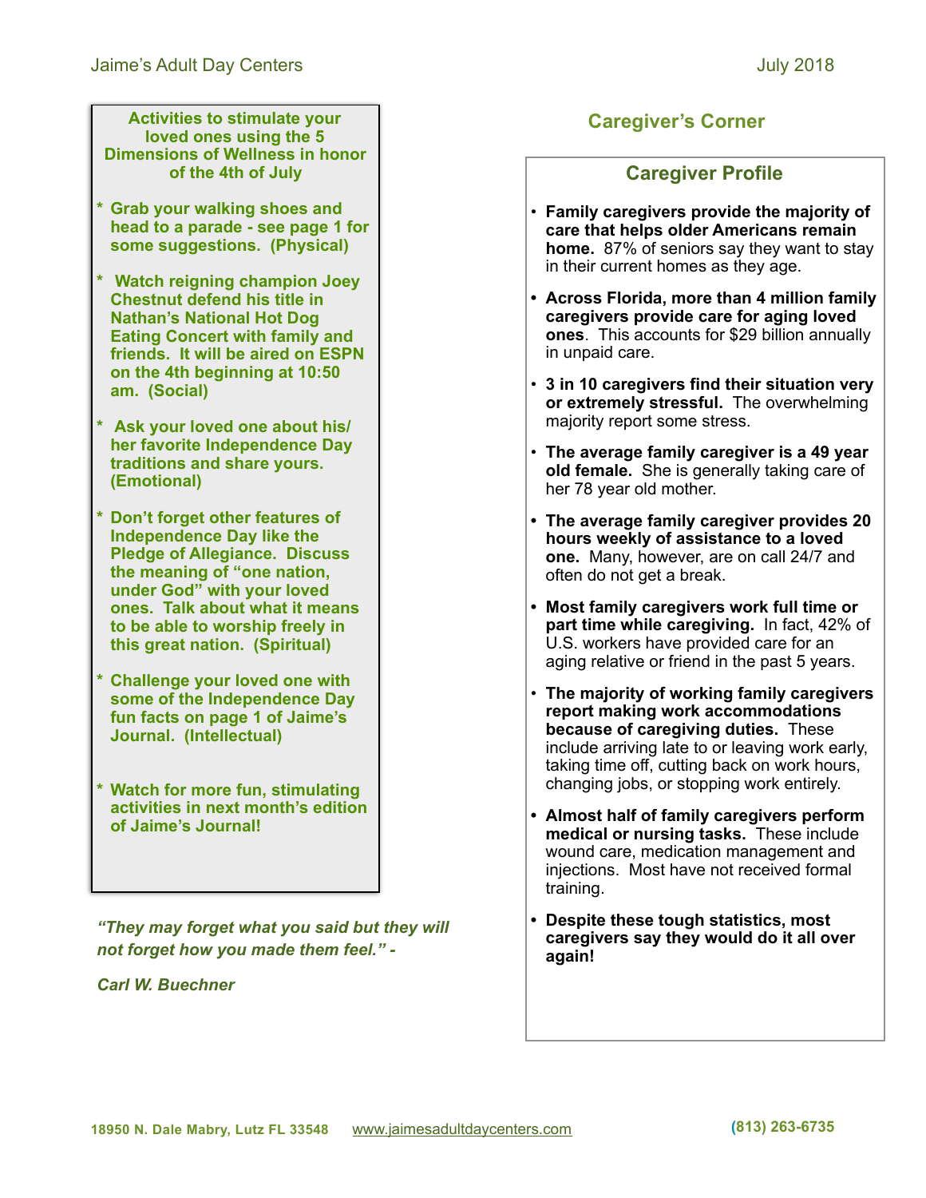**Activities to stimulate your loved ones using the 5 Dimensions of Wellness in honor of the 4th of July**

* Grab your walking shoes and head to a parade - see page 1 for some suggestions. (Physical)

* Watch reigning champion Joey Chestnut defend his title in Nathan's National Hot Dog Eating Concert with family and friends. It will be aired on ESPN on the 4th beginning at 10:50 am. (Social)

* Ask your loved one about his/her favorite Independence Day traditions and share yours. (Emotional)

* Don't forget other features of Independence Day like the Pledge of Allegiance. Discuss the meaning of "one nation, under God" with your loved ones. Talk about what it means to be able to worship freely in this great nation. (Spiritual)

* Challenge your loved one with some of the Independence Day fun facts on page 1 of Jaime's Journal. (Intellectual)

* Watch for more fun, stimulating activities in next month's edition of Jaime's Journal!

*"They may forget what you said but they will not forget how you made them feel." -*

*Carl W. Buechner*

## Caregiver's Corner

### Caregiver Profile

- **Family caregivers provide the majority of care that helps older Americans remain home.** 87% of seniors say they want to stay in their current homes as they age.
- **Across Florida, more than 4 million family caregivers provide care for aging loved ones**. This accounts for $29 billion annually in unpaid care.
- **3 in 10 caregivers find their situation very or extremely stressful.** The overwhelming majority report some stress.
- **The average family caregiver is a 49 year old female.** She is generally taking care of her 78 year old mother.
- **The average family caregiver provides 20 hours weekly of assistance to a loved one.** Many, however, are on call 24/7 and often do not get a break.
- **Most family caregivers work full time or part time while caregiving.** In fact, 42% of U.S. workers have provided care for an aging relative or friend in the past 5 years.
- **The majority of working family caregivers report making work accommodations because of caregiving duties.** These include arriving late to or leaving work early, taking time off, cutting back on work hours, changing jobs, or stopping work entirely.
- **Almost half of family caregivers perform medical or nursing tasks.** These include wound care, medication management and injections. Most have not received formal training.
- **Despite these tough statistics, most caregivers say they would do it all over again!**